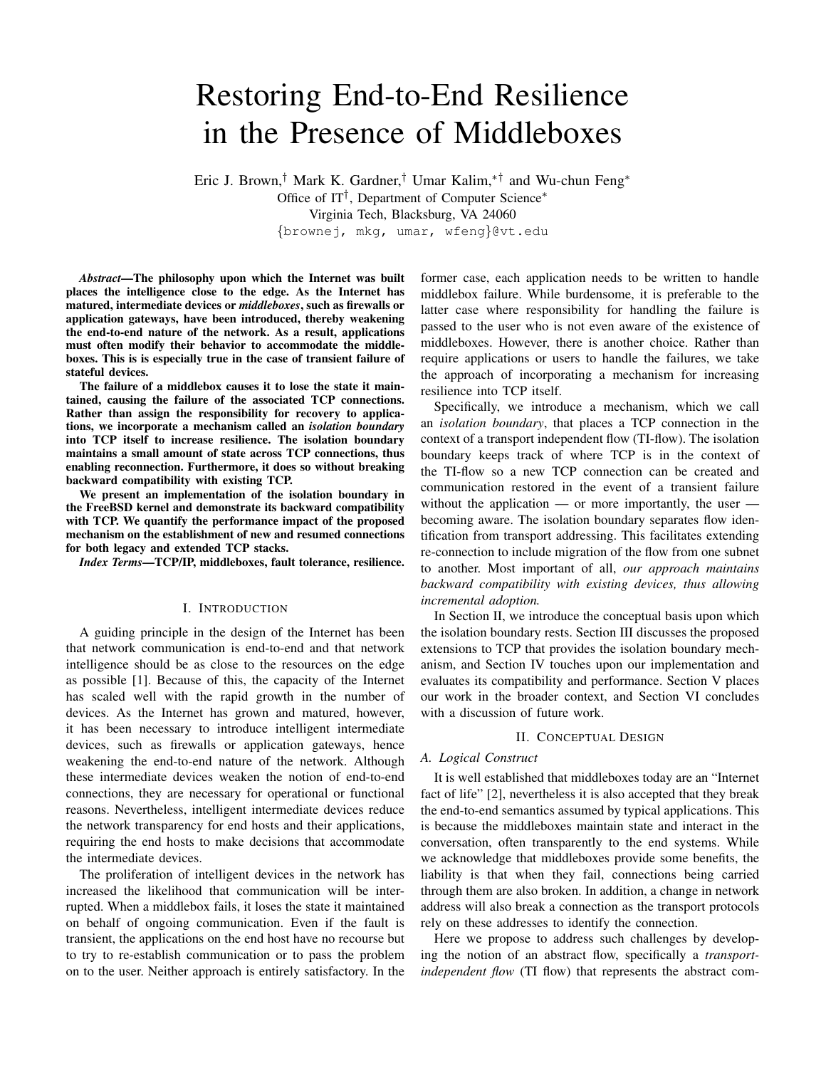# Restoring End-to-End Resilience in the Presence of Middleboxes

Eric J. Brown,[†] Mark K. Gardner,[†] Umar Kalim,[*†] and Wu-chun Feng[*]

Office of IT[†], Department of Computer Science[*]

Virginia Tech, Blacksburg, VA 24060

{brownej, mkg, umar, wfeng}@vt.edu

***Abstract*—The philosophy upon which the Internet was built places the intelligence close to the edge. As the Internet has matured, intermediate devices or *middleboxes*, such as firewalls or application gateways, have been introduced, thereby weakening the end-to-end nature of the network. As a result, applications must often modify their behavior to accommodate the middleboxes. This is is especially true in the case of transient failure of stateful devices.**

**The failure of a middlebox causes it to lose the state it maintained, causing the failure of the associated TCP connections. Rather than assign the responsibility for recovery to applications, we incorporate a mechanism called an *isolation boundary* into TCP itself to increase resilience. The isolation boundary maintains a small amount of state across TCP connections, thus enabling reconnection. Furthermore, it does so without breaking backward compatibility with existing TCP.**

**We present an implementation of the isolation boundary in the FreeBSD kernel and demonstrate its backward compatibility with TCP. We quantify the performance impact of the proposed mechanism on the establishment of new and resumed connections for both legacy and extended TCP stacks.**

***Index Terms*—TCP/IP, middleboxes, fault tolerance, resilience.**

## I. Introduction

A guiding principle in the design of the Internet has been that network communication is end-to-end and that network intelligence should be as close to the resources on the edge as possible [1]. Because of this, the capacity of the Internet has scaled well with the rapid growth in the number of devices. As the Internet has grown and matured, however, it has been necessary to introduce intelligent intermediate devices, such as firewalls or application gateways, hence weakening the end-to-end nature of the network. Although these intermediate devices weaken the notion of end-to-end connections, they are necessary for operational or functional reasons. Nevertheless, intelligent intermediate devices reduce the network transparency for end hosts and their applications, requiring the end hosts to make decisions that accommodate the intermediate devices.

The proliferation of intelligent devices in the network has increased the likelihood that communication will be interrupted. When a middlebox fails, it loses the state it maintained on behalf of ongoing communication. Even if the fault is transient, the applications on the end host have no recourse but to try to re-establish communication or to pass the problem on to the user. Neither approach is entirely satisfactory. In the former case, each application needs to be written to handle middlebox failure. While burdensome, it is preferable to the latter case where responsibility for handling the failure is passed to the user who is not even aware of the existence of middleboxes. However, there is another choice. Rather than require applications or users to handle the failures, we take the approach of incorporating a mechanism for increasing resilience into TCP itself.

Specifically, we introduce a mechanism, which we call an *isolation boundary*, that places a TCP connection in the context of a transport independent flow (TI-flow). The isolation boundary keeps track of where TCP is in the context of the TI-flow so a new TCP connection can be created and communication restored in the event of a transient failure without the application — or more importantly, the user — becoming aware. The isolation boundary separates flow identification from transport addressing. This facilitates extending re-connection to include migration of the flow from one subnet to another. Most important of all, *our approach maintains backward compatibility with existing devices, thus allowing incremental adoption.*

In Section II, we introduce the conceptual basis upon which the isolation boundary rests. Section III discusses the proposed extensions to TCP that provides the isolation boundary mechanism, and Section IV touches upon our implementation and evaluates its compatibility and performance. Section V places our work in the broader context, and Section VI concludes with a discussion of future work.

## II. Conceptual Design

### A. Logical Construct

It is well established that middleboxes today are an "Internet fact of life" [2], nevertheless it is also accepted that they break the end-to-end semantics assumed by typical applications. This is because the middleboxes maintain state and interact in the conversation, often transparently to the end systems. While we acknowledge that middleboxes provide some benefits, the liability is that when they fail, connections being carried through them are also broken. In addition, a change in network address will also break a connection as the transport protocols rely on these addresses to identify the connection.

Here we propose to address such challenges by developing the notion of an abstract flow, specifically a *transport-independent flow* (TI flow) that represents the abstract com-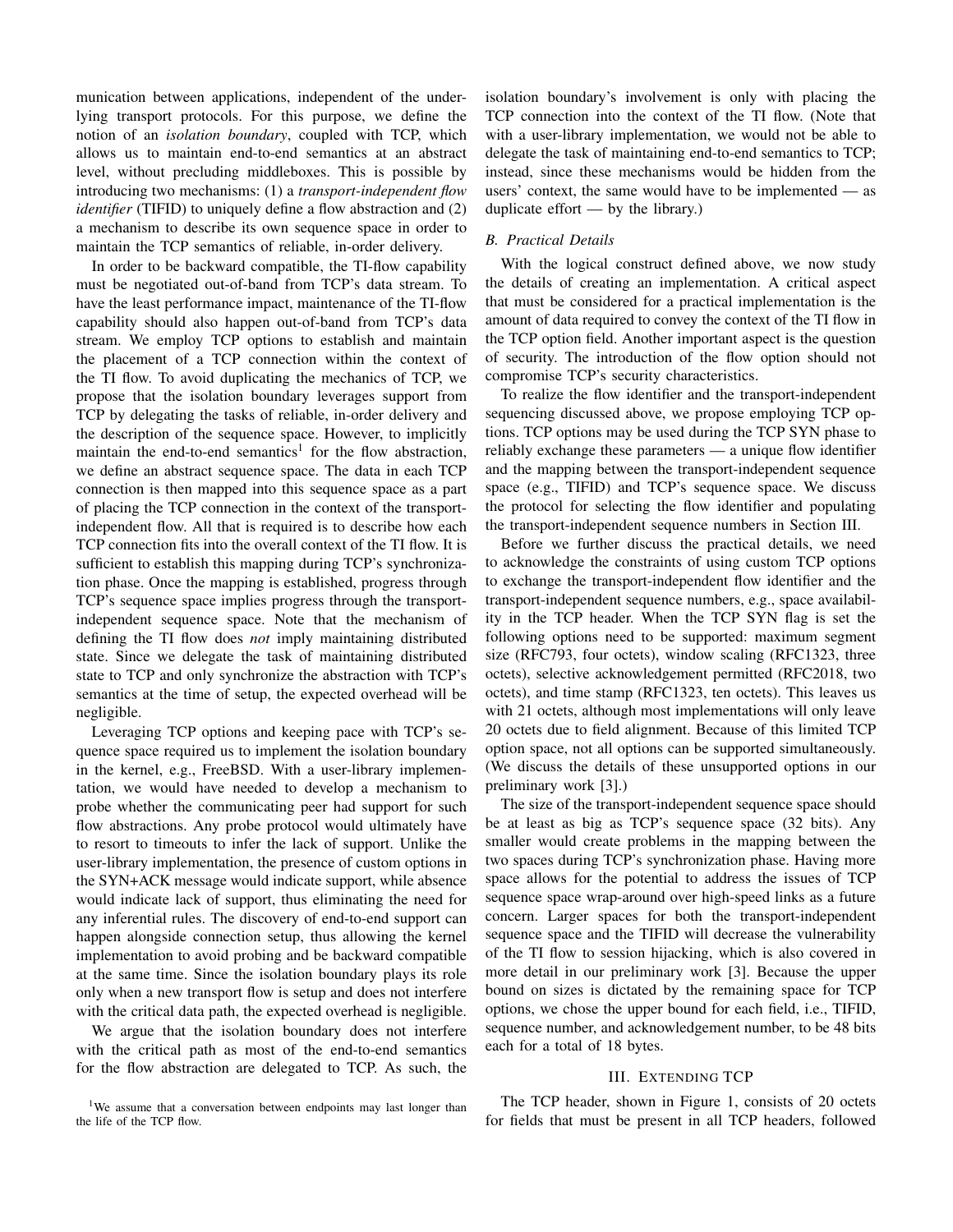munication between applications, independent of the underlying transport protocols. For this purpose, we define the notion of an *isolation boundary*, coupled with TCP, which allows us to maintain end-to-end semantics at an abstract level, without precluding middleboxes. This is possible by introducing two mechanisms: (1) a *transport-independent flow identifier* (TIFID) to uniquely define a flow abstraction and (2) a mechanism to describe its own sequence space in order to maintain the TCP semantics of reliable, in-order delivery.

In order to be backward compatible, the TI-flow capability must be negotiated out-of-band from TCP's data stream. To have the least performance impact, maintenance of the TI-flow capability should also happen out-of-band from TCP's data stream. We employ TCP options to establish and maintain the placement of a TCP connection within the context of the TI flow. To avoid duplicating the mechanics of TCP, we propose that the isolation boundary leverages support from TCP by delegating the tasks of reliable, in-order delivery and the description of the sequence space. However, to implicitly maintain the end-to-end semantics[1] for the flow abstraction, we define an abstract sequence space. The data in each TCP connection is then mapped into this sequence space as a part of placing the TCP connection in the context of the transport-independent flow. All that is required is to describe how each TCP connection fits into the overall context of the TI flow. It is sufficient to establish this mapping during TCP's synchronization phase. Once the mapping is established, progress through TCP's sequence space implies progress through the transport-independent sequence space. Note that the mechanism of defining the TI flow does *not* imply maintaining distributed state. Since we delegate the task of maintaining distributed state to TCP and only synchronize the abstraction with TCP's semantics at the time of setup, the expected overhead will be negligible.

Leveraging TCP options and keeping pace with TCP's sequence space required us to implement the isolation boundary in the kernel, e.g., FreeBSD. With a user-library implementation, we would have needed to develop a mechanism to probe whether the communicating peer had support for such flow abstractions. Any probe protocol would ultimately have to resort to timeouts to infer the lack of support. Unlike the user-library implementation, the presence of custom options in the SYN+ACK message would indicate support, while absence would indicate lack of support, thus eliminating the need for any inferential rules. The discovery of end-to-end support can happen alongside connection setup, thus allowing the kernel implementation to avoid probing and be backward compatible at the same time. Since the isolation boundary plays its role only when a new transport flow is setup and does not interfere with the critical data path, the expected overhead is negligible.

We argue that the isolation boundary does not interfere with the critical path as most of the end-to-end semantics for the flow abstraction are delegated to TCP. As such, the isolation boundary's involvement is only with placing the TCP connection into the context of the TI flow. (Note that with a user-library implementation, we would not be able to delegate the task of maintaining end-to-end semantics to TCP; instead, since these mechanisms would be hidden from the users' context, the same would have to be implemented — as duplicate effort — by the library.)

[1] We assume that a conversation between endpoints may last longer than the life of the TCP flow.

### B. Practical Details

With the logical construct defined above, we now study the details of creating an implementation. A critical aspect that must be considered for a practical implementation is the amount of data required to convey the context of the TI flow in the TCP option field. Another important aspect is the question of security. The introduction of the flow option should not compromise TCP's security characteristics.

To realize the flow identifier and the transport-independent sequencing discussed above, we propose employing TCP options. TCP options may be used during the TCP SYN phase to reliably exchange these parameters — a unique flow identifier and the mapping between the transport-independent sequence space (e.g., TIFID) and TCP's sequence space. We discuss the protocol for selecting the flow identifier and populating the transport-independent sequence numbers in Section III.

Before we further discuss the practical details, we need to acknowledge the constraints of using custom TCP options to exchange the transport-independent flow identifier and the transport-independent sequence numbers, e.g., space availability in the TCP header. When the TCP SYN flag is set the following options need to be supported: maximum segment size (RFC793, four octets), window scaling (RFC1323, three octets), selective acknowledgement permitted (RFC2018, two octets), and time stamp (RFC1323, ten octets). This leaves us with 21 octets, although most implementations will only leave 20 octets due to field alignment. Because of this limited TCP option space, not all options can be supported simultaneously. (We discuss the details of these unsupported options in our preliminary work [3].)

The size of the transport-independent sequence space should be at least as big as TCP's sequence space (32 bits). Any smaller would create problems in the mapping between the two spaces during TCP's synchronization phase. Having more space allows for the potential to address the issues of TCP sequence space wrap-around over high-speed links as a future concern. Larger spaces for both the transport-independent sequence space and the TIFID will decrease the vulnerability of the TI flow to session hijacking, which is also covered in more detail in our preliminary work [3]. Because the upper bound on sizes is dictated by the remaining space for TCP options, we chose the upper bound for each field, i.e., TIFID, sequence number, and acknowledgement number, to be 48 bits each for a total of 18 bytes.

## III. Extending TCP

The TCP header, shown in Figure 1, consists of 20 octets for fields that must be present in all TCP headers, followed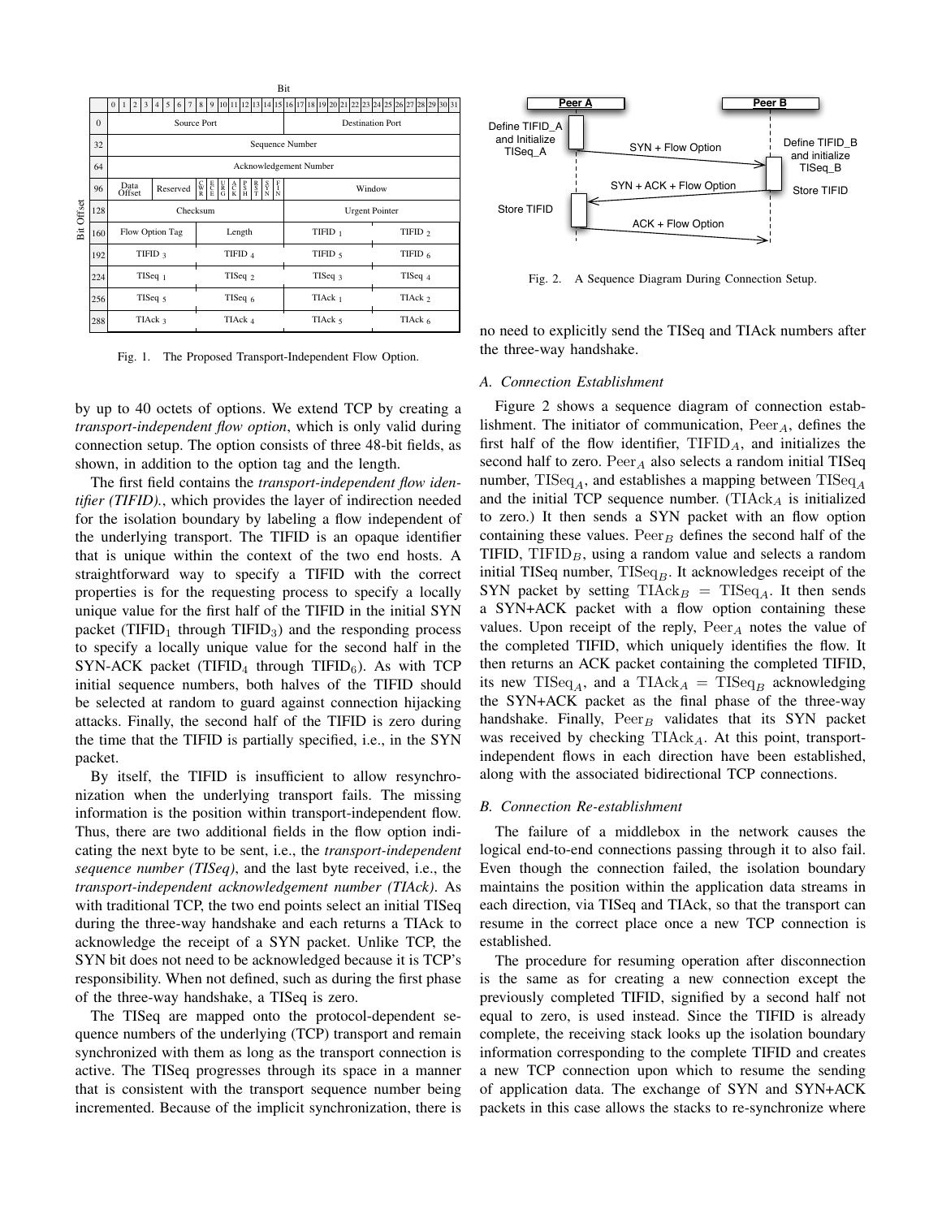Fig. 1. The Proposed Transport-Independent Flow Option.

Fig. 2. A Sequence Diagram During Connection Setup.

by up to 40 octets of options. We extend TCP by creating a *transport-independent flow option*, which is only valid during connection setup. The option consists of three 48-bit fields, as shown, in addition to the option tag and the length.

The first field contains the *transport-independent flow identifier (TIFID).*, which provides the layer of indirection needed for the isolation boundary by labeling a flow independent of the underlying transport. The TIFID is an opaque identifier that is unique within the context of the two end hosts. A straightforward way to specify a TIFID with the correct properties is for the requesting process to specify a locally unique value for the first half of the TIFID in the initial SYN packet ($\text{TIFID}_1$ through $\text{TIFID}_3$) and the responding process to specify a locally unique value for the second half in the SYN-ACK packet ($\text{TIFID}_4$ through $\text{TIFID}_6$). As with TCP initial sequence numbers, both halves of the TIFID should be selected at random to guard against connection hijacking attacks. Finally, the second half of the TIFID is zero during the time that the TIFID is partially specified, i.e., in the SYN packet.

By itself, the TIFID is insufficient to allow resynchronization when the underlying transport fails. The missing information is the position within transport-independent flow. Thus, there are two additional fields in the flow option indicating the next byte to be sent, i.e., the *transport-independent sequence number (TISeq)*, and the last byte received, i.e., the *transport-independent acknowledgement number (TIAck)*. As with traditional TCP, the two end points select an initial TISeq during the three-way handshake and each returns a TIAck to acknowledge the receipt of a SYN packet. Unlike TCP, the SYN bit does not need to be acknowledged because it is TCP's responsibility. When not defined, such as during the first phase of the three-way handshake, a TISeq is zero.

The TISeq are mapped onto the protocol-dependent sequence numbers of the underlying (TCP) transport and remain synchronized with them as long as the transport connection is active. The TISeq progresses through its space in a manner that is consistent with the transport sequence number being incremented. Because of the implicit synchronization, there is no need to explicitly send the TISeq and TIAck numbers after the three-way handshake.

## A. Connection Establishment

Figure 2 shows a sequence diagram of connection establishment. The initiator of communication, $\text{Peer}_A$, defines the first half of the flow identifier, $\text{TIFID}_A$, and initializes the second half to zero. $\text{Peer}_A$ also selects a random initial TISeq number, $\text{TISeq}_A$, and establishes a mapping between $\text{TISeq}_A$ and the initial TCP sequence number. ($\text{TIAck}_A$ is initialized to zero.) It then sends a SYN packet with an flow option containing these values. $\text{Peer}_B$ defines the second half of the TIFID, $\text{TIFID}_B$, using a random value and selects a random initial TISeq number, $\text{TISeq}_B$. It acknowledges receipt of the SYN packet by setting $\text{TIAck}_B = \text{TISeq}_A$. It then sends a SYN+ACK packet with a flow option containing these values. Upon receipt of the reply, $\text{Peer}_A$ notes the value of the completed TIFID, which uniquely identifies the flow. It then returns an ACK packet containing the completed TIFID, its new $\text{TISeq}_A$, and a $\text{TIAck}_A = \text{TISeq}_B$ acknowledging the SYN+ACK packet as the final phase of the three-way handshake. Finally, $\text{Peer}_B$ validates that its SYN packet was received by checking $\text{TIAck}_A$. At this point, transport-independent flows in each direction have been established, along with the associated bidirectional TCP connections.

## B. Connection Re-establishment

The failure of a middlebox in the network causes the logical end-to-end connections passing through it to also fail. Even though the connection failed, the isolation boundary maintains the position within the application data streams in each direction, via TISeq and TIAck, so that the transport can resume in the correct place once a new TCP connection is established.

The procedure for resuming operation after disconnection is the same as for creating a new connection except the previously completed TIFID, signified by a second half not equal to zero, is used instead. Since the TIFID is already complete, the receiving stack looks up the isolation boundary information corresponding to the complete TIFID and creates a new TCP connection upon which to resume the sending of application data. The exchange of SYN and SYN+ACK packets in this case allows the stacks to re-synchronize where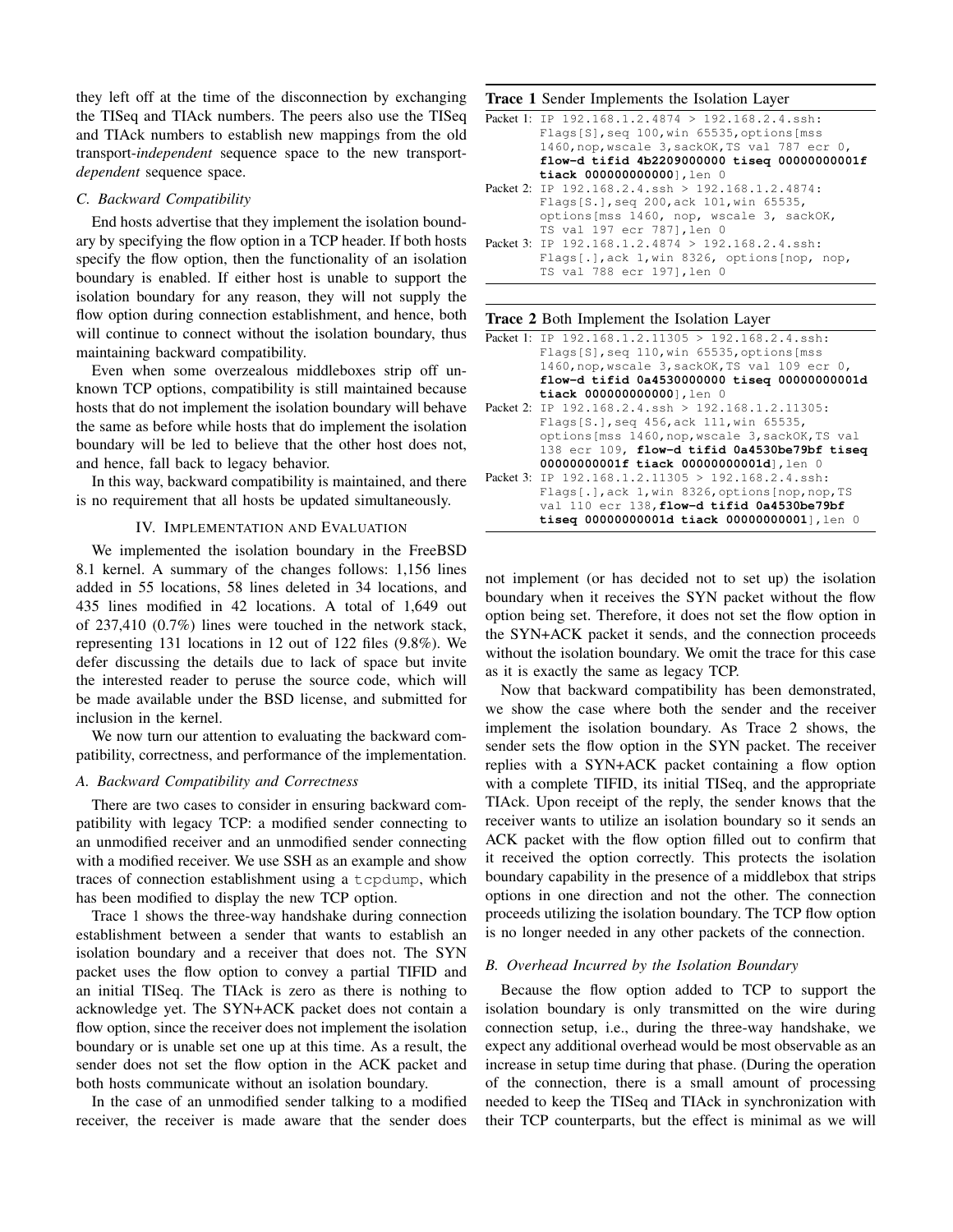they left off at the time of the disconnection by exchanging the TISeq and TIAck numbers. The peers also use the TISeq and TIAck numbers to establish new mappings from the old transport-*independent* sequence space to the new transport-*dependent* sequence space.

### *C. Backward Compatibility*

End hosts advertise that they implement the isolation boundary by specifying the flow option in a TCP header. If both hosts specify the flow option, then the functionality of an isolation boundary is enabled. If either host is unable to support the isolation boundary for any reason, they will not supply the flow option during connection establishment, and hence, both will continue to connect without the isolation boundary, thus maintaining backward compatibility.

Even when some overzealous middleboxes strip off unknown TCP options, compatibility is still maintained because hosts that do not implement the isolation boundary will behave the same as before while hosts that do implement the isolation boundary will be led to believe that the other host does not, and hence, fall back to legacy behavior.

In this way, backward compatibility is maintained, and there is no requirement that all hosts be updated simultaneously.

## IV. Implementation and Evaluation

We implemented the isolation boundary in the FreeBSD 8.1 kernel. A summary of the changes follows: 1,156 lines added in 55 locations, 58 lines deleted in 34 locations, and 435 lines modified in 42 locations. A total of 1,649 out of 237,410 (0.7%) lines were touched in the network stack, representing 131 locations in 12 out of 122 files (9.8%). We defer discussing the details due to lack of space but invite the interested reader to peruse the source code, which will be made available under the BSD license, and submitted for inclusion in the kernel.

We now turn our attention to evaluating the backward compatibility, correctness, and performance of the implementation.

### *A. Backward Compatibility and Correctness*

There are two cases to consider in ensuring backward compatibility with legacy TCP: a modified sender connecting to an unmodified receiver and an unmodified sender connecting with a modified receiver. We use SSH as an example and show traces of connection establishment using a `tcpdump`, which has been modified to display the new TCP option.

Trace 1 shows the three-way handshake during connection establishment between a sender that wants to establish an isolation boundary and a receiver that does not. The SYN packet uses the flow option to convey a partial TIFID and an initial TISeq. The TIAck is zero as there is nothing to acknowledge yet. The SYN+ACK packet does not contain a flow option, since the receiver does not implement the isolation boundary or is unable set one up at this time. As a result, the sender does not set the flow option in the ACK packet and both hosts communicate without an isolation boundary.

In the case of an unmodified sender talking to a modified receiver, the receiver is made aware that the sender does not implement (or has decided not to set up) the isolation boundary when it receives the SYN packet without the flow option being set. Therefore, it does not set the flow option in the SYN+ACK packet it sends, and the connection proceeds without the isolation boundary. We omit the trace for this case as it is exactly the same as legacy TCP.

**Trace 1** Sender Implements the Isolation Layer

```
Packet 1: IP 192.168.1.2.4874 > 192.168.2.4.ssh:
          Flags[S],seq 100,win 65535,options[mss
          1460,nop,wscale 3,sackOK,TS val 787 ecr 0,
          flow-d tifid 4b2209000000 tiseq 00000000001f
          tiack 000000000000],len 0
Packet 2: IP 192.168.2.4.ssh > 192.168.1.2.4874:
          Flags[S.],seq 200,ack 101,win 65535,
          options[mss 1460, nop, wscale 3, sackOK,
          TS val 197 ecr 787],len 0
Packet 3: IP 192.168.1.2.4874 > 192.168.2.4.ssh:
          Flags[.],ack 1,win 8326, options[nop, nop,
          TS val 788 ecr 197],len 0
```

**Trace 2** Both Implement the Isolation Layer

```
Packet 1: IP 192.168.1.2.11305 > 192.168.2.4.ssh:
          Flags[S],seq 110,win 65535,options[mss
          1460,nop,wscale 3,sackOK,TS val 109 ecr 0,
          flow-d tifid 0a4530000000 tiseq 00000000001d
          tiack 000000000000],len 0
Packet 2: IP 192.168.2.4.ssh > 192.168.1.2.11305:
          Flags[S.],seq 456,ack 111,win 65535,
          options[mss 1460,nop,wscale 3,sackOK,TS val
          138 ecr 109, flow-d tifid 0a4530be79bf tiseq
          00000000001f tiack 00000000001d],len 0
Packet 3: IP 192.168.1.2.11305 > 192.168.2.4.ssh:
          Flags[.],ack 1,win 8326,options[nop,nop,TS
          val 110 ecr 138,flow-d tifid 0a4530be79bf
          tiseq 00000000001d tiack 00000000001],len 0
```

Now that backward compatibility has been demonstrated, we show the case where both the sender and the receiver implement the isolation boundary. As Trace 2 shows, the sender sets the flow option in the SYN packet. The receiver replies with a SYN+ACK packet containing a flow option with a complete TIFID, its initial TISeq, and the appropriate TIAck. Upon receipt of the reply, the sender knows that the receiver wants to utilize an isolation boundary so it sends an ACK packet with the flow option filled out to confirm that it received the option correctly. This protects the isolation boundary capability in the presence of a middlebox that strips options in one direction and not the other. The connection proceeds utilizing the isolation boundary. The TCP flow option is no longer needed in any other packets of the connection.

### *B. Overhead Incurred by the Isolation Boundary*

Because the flow option added to TCP to support the isolation boundary is only transmitted on the wire during connection setup, i.e., during the three-way handshake, we expect any additional overhead would be most observable as an increase in setup time during that phase. (During the operation of the connection, there is a small amount of processing needed to keep the TISeq and TIAck in synchronization with their TCP counterparts, but the effect is minimal as we will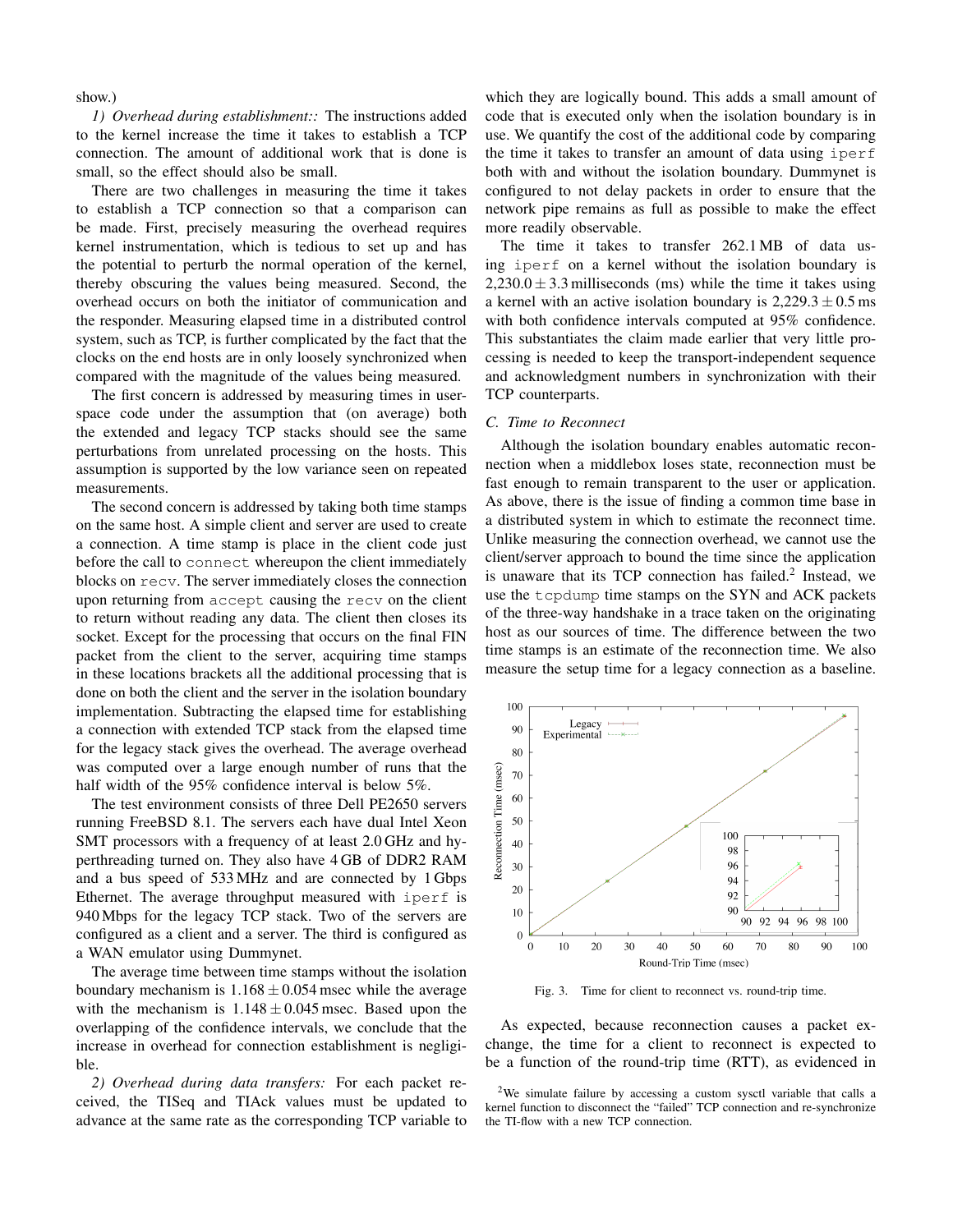show.)

*1) Overhead during establishment::* The instructions added to the kernel increase the time it takes to establish a TCP connection. The amount of additional work that is done is small, so the effect should also be small.

There are two challenges in measuring the time it takes to establish a TCP connection so that a comparison can be made. First, precisely measuring the overhead requires kernel instrumentation, which is tedious to set up and has the potential to perturb the normal operation of the kernel, thereby obscuring the values being measured. Second, the overhead occurs on both the initiator of communication and the responder. Measuring elapsed time in a distributed control system, such as TCP, is further complicated by the fact that the clocks on the end hosts are in only loosely synchronized when compared with the magnitude of the values being measured.

The first concern is addressed by measuring times in user-space code under the assumption that (on average) both the extended and legacy TCP stacks should see the same perturbations from unrelated processing on the hosts. This assumption is supported by the low variance seen on repeated measurements.

The second concern is addressed by taking both time stamps on the same host. A simple client and server are used to create a connection. A time stamp is place in the client code just before the call to `connect` whereupon the client immediately blocks on `recv`. The server immediately closes the connection upon returning from `accept` causing the `recv` on the client to return without reading any data. The client then closes its socket. Except for the processing that occurs on the final FIN packet from the client to the server, acquiring time stamps in these locations brackets all the additional processing that is done on both the client and the server in the isolation boundary implementation. Subtracting the elapsed time for establishing a connection with extended TCP stack from the elapsed time for the legacy stack gives the overhead. The average overhead was computed over a large enough number of runs that the half width of the 95% confidence interval is below 5%.

The test environment consists of three Dell PE2650 servers running FreeBSD 8.1. The servers each have dual Intel Xeon SMT processors with a frequency of at least 2.0 GHz and hyperthreading turned on. They also have 4 GB of DDR2 RAM and a bus speed of 533 MHz and are connected by 1 Gbps Ethernet. The average throughput measured with `iperf` is 940 Mbps for the legacy TCP stack. Two of the servers are configured as a client and a server. The third is configured as a WAN emulator using Dummynet.

The average time between time stamps without the isolation boundary mechanism is $1.168 \pm 0.054$ msec while the average with the mechanism is $1.148 \pm 0.045$ msec. Based upon the overlapping of the confidence intervals, we conclude that the increase in overhead for connection establishment is negligible.

*2) Overhead during data transfers:* For each packet received, the TISeq and TIAck values must be updated to advance at the same rate as the corresponding TCP variable to which they are logically bound. This adds a small amount of code that is executed only when the isolation boundary is in use. We quantify the cost of the additional code by comparing the time it takes to transfer an amount of data using `iperf` both with and without the isolation boundary. Dummynet is configured to not delay packets in order to ensure that the network pipe remains as full as possible to make the effect more readily observable.

The time it takes to transfer 262.1 MB of data using `iperf` on a kernel without the isolation boundary is $2{,}230.0 \pm 3.3$ milliseconds (ms) while the time it takes using a kernel with an active isolation boundary is $2{,}229.3 \pm 0.5$ ms with both confidence intervals computed at 95% confidence. This substantiates the claim made earlier that very little processing is needed to keep the transport-independent sequence and acknowledgment numbers in synchronization with their TCP counterparts.

### C. Time to Reconnect

Although the isolation boundary enables automatic reconnection when a middlebox loses state, reconnection must be fast enough to remain transparent to the user or application. As above, there is the issue of finding a common time base in a distributed system in which to estimate the reconnect time. Unlike measuring the connection overhead, we cannot use the client/server approach to bound the time since the application is unaware that its TCP connection has failed.[2] Instead, we use the `tcpdump` time stamps on the SYN and ACK packets of the three-way handshake in a trace taken on the originating host as our sources of time. The difference between the two time stamps is an estimate of the reconnection time. We also measure the setup time for a legacy connection as a baseline.

Legacy
Experimental
Reconnection Time (msec)
Round-Trip Time (msec)
0 10 20 30 40 50 60 70 80 90 100
0 10 20 30 40 50 60 70 80 90 100
90 92 94 96 98 100
90 92 94 96 98 100

Fig. 3. Time for client to reconnect vs. round-trip time.

As expected, because reconnection causes a packet exchange, the time for a client to reconnect is expected to be a function of the round-trip time (RTT), as evidenced in

[2] We simulate failure by accessing a custom sysctl variable that calls a kernel function to disconnect the "failed" TCP connection and re-synchronize the TI-flow with a new TCP connection.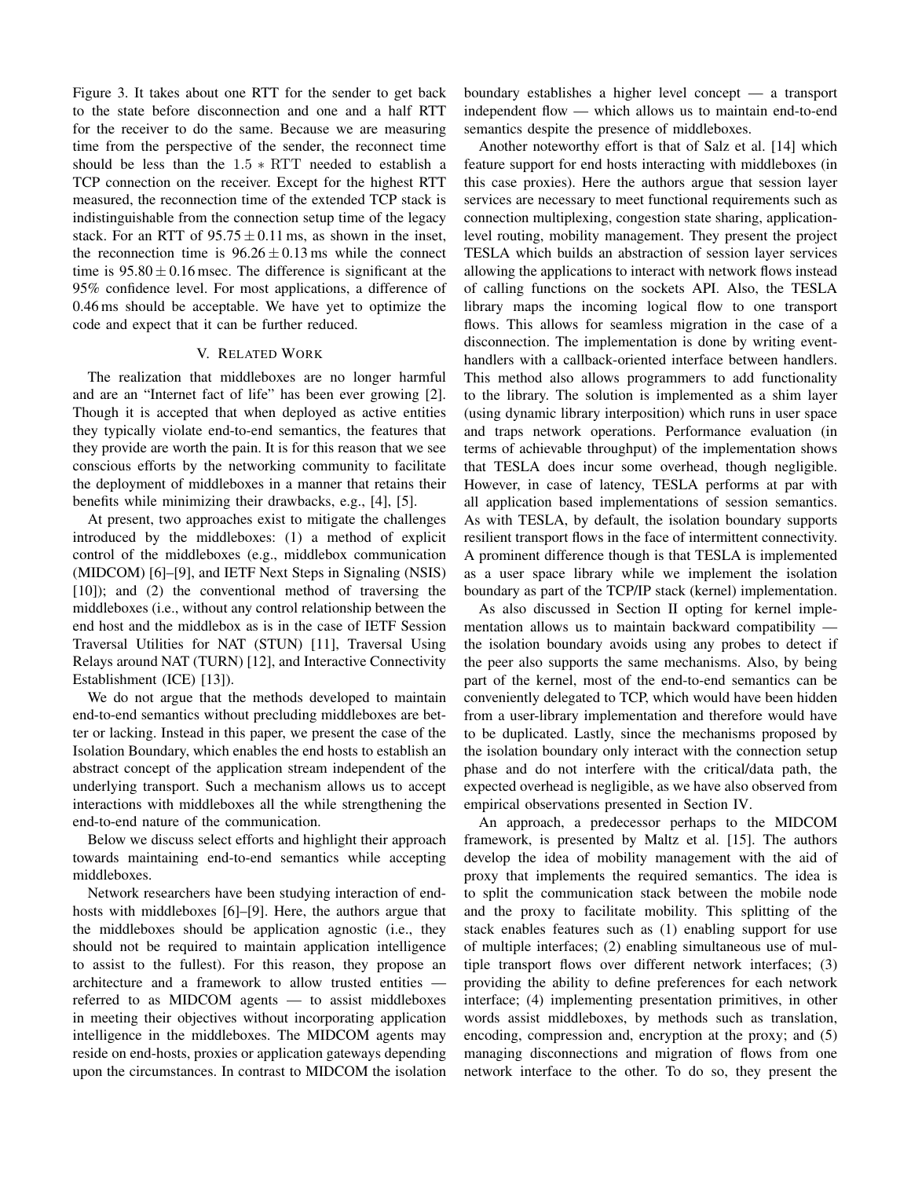Figure 3. It takes about one RTT for the sender to get back to the state before disconnection and one and a half RTT for the receiver to do the same. Because we are measuring time from the perspective of the sender, the reconnect time should be less than the $1.5 * \mathrm{RTT}$ needed to establish a TCP connection on the receiver. Except for the highest RTT measured, the reconnection time of the extended TCP stack is indistinguishable from the connection setup time of the legacy stack. For an RTT of $95.75 \pm 0.11$ ms, as shown in the inset, the reconnection time is $96.26 \pm 0.13$ ms while the connect time is $95.80 \pm 0.16$ msec. The difference is significant at the 95% confidence level. For most applications, a difference of 0.46 ms should be acceptable. We have yet to optimize the code and expect that it can be further reduced.

## V. Related Work

The realization that middleboxes are no longer harmful and are an "Internet fact of life" has been ever growing [2]. Though it is accepted that when deployed as active entities they typically violate end-to-end semantics, the features that they provide are worth the pain. It is for this reason that we see conscious efforts by the networking community to facilitate the deployment of middleboxes in a manner that retains their benefits while minimizing their drawbacks, e.g., [4], [5].

At present, two approaches exist to mitigate the challenges introduced by the middleboxes: (1) a method of explicit control of the middleboxes (e.g., middlebox communication (MIDCOM) [6]–[9], and IETF Next Steps in Signaling (NSIS) [10]); and (2) the conventional method of traversing the middleboxes (i.e., without any control relationship between the end host and the middlebox as is in the case of IETF Session Traversal Utilities for NAT (STUN) [11], Traversal Using Relays around NAT (TURN) [12], and Interactive Connectivity Establishment (ICE) [13]).

We do not argue that the methods developed to maintain end-to-end semantics without precluding middleboxes are better or lacking. Instead in this paper, we present the case of the Isolation Boundary, which enables the end hosts to establish an abstract concept of the application stream independent of the underlying transport. Such a mechanism allows us to accept interactions with middleboxes all the while strengthening the end-to-end nature of the communication.

Below we discuss select efforts and highlight their approach towards maintaining end-to-end semantics while accepting middleboxes.

Network researchers have been studying interaction of end-hosts with middleboxes [6]–[9]. Here, the authors argue that the middleboxes should be application agnostic (i.e., they should not be required to maintain application intelligence to assist to the fullest). For this reason, they propose an architecture and a framework to allow trusted entities — referred to as MIDCOM agents — to assist middleboxes in meeting their objectives without incorporating application intelligence in the middleboxes. The MIDCOM agents may reside on end-hosts, proxies or application gateways depending upon the circumstances. In contrast to MIDCOM the isolation boundary establishes a higher level concept — a transport independent flow — which allows us to maintain end-to-end semantics despite the presence of middleboxes.

Another noteworthy effort is that of Salz et al. [14] which feature support for end hosts interacting with middleboxes (in this case proxies). Here the authors argue that session layer services are necessary to meet functional requirements such as connection multiplexing, congestion state sharing, application-level routing, mobility management. They present the project TESLA which builds an abstraction of session layer services allowing the applications to interact with network flows instead of calling functions on the sockets API. Also, the TESLA library maps the incoming logical flow to one transport flows. This allows for seamless migration in the case of a disconnection. The implementation is done by writing event-handlers with a callback-oriented interface between handlers. This method also allows programmers to add functionality to the library. The solution is implemented as a shim layer (using dynamic library interposition) which runs in user space and traps network operations. Performance evaluation (in terms of achievable throughput) of the implementation shows that TESLA does incur some overhead, though negligible. However, in case of latency, TESLA performs at par with all application based implementations of session semantics. As with TESLA, by default, the isolation boundary supports resilient transport flows in the face of intermittent connectivity. A prominent difference though is that TESLA is implemented as a user space library while we implement the isolation boundary as part of the TCP/IP stack (kernel) implementation.

As also discussed in Section II opting for kernel implementation allows us to maintain backward compatibility — the isolation boundary avoids using any probes to detect if the peer also supports the same mechanisms. Also, by being part of the kernel, most of the end-to-end semantics can be conveniently delegated to TCP, which would have been hidden from a user-library implementation and therefore would have to be duplicated. Lastly, since the mechanisms proposed by the isolation boundary only interact with the connection setup phase and do not interfere with the critical/data path, the expected overhead is negligible, as we have also observed from empirical observations presented in Section IV.

An approach, a predecessor perhaps to the MIDCOM framework, is presented by Maltz et al. [15]. The authors develop the idea of mobility management with the aid of proxy that implements the required semantics. The idea is to split the communication stack between the mobile node and the proxy to facilitate mobility. This splitting of the stack enables features such as (1) enabling support for use of multiple interfaces; (2) enabling simultaneous use of multiple transport flows over different network interfaces; (3) providing the ability to define preferences for each network interface; (4) implementing presentation primitives, in other words assist middleboxes, by methods such as translation, encoding, compression and, encryption at the proxy; and (5) managing disconnections and migration of flows from one network interface to the other. To do so, they present the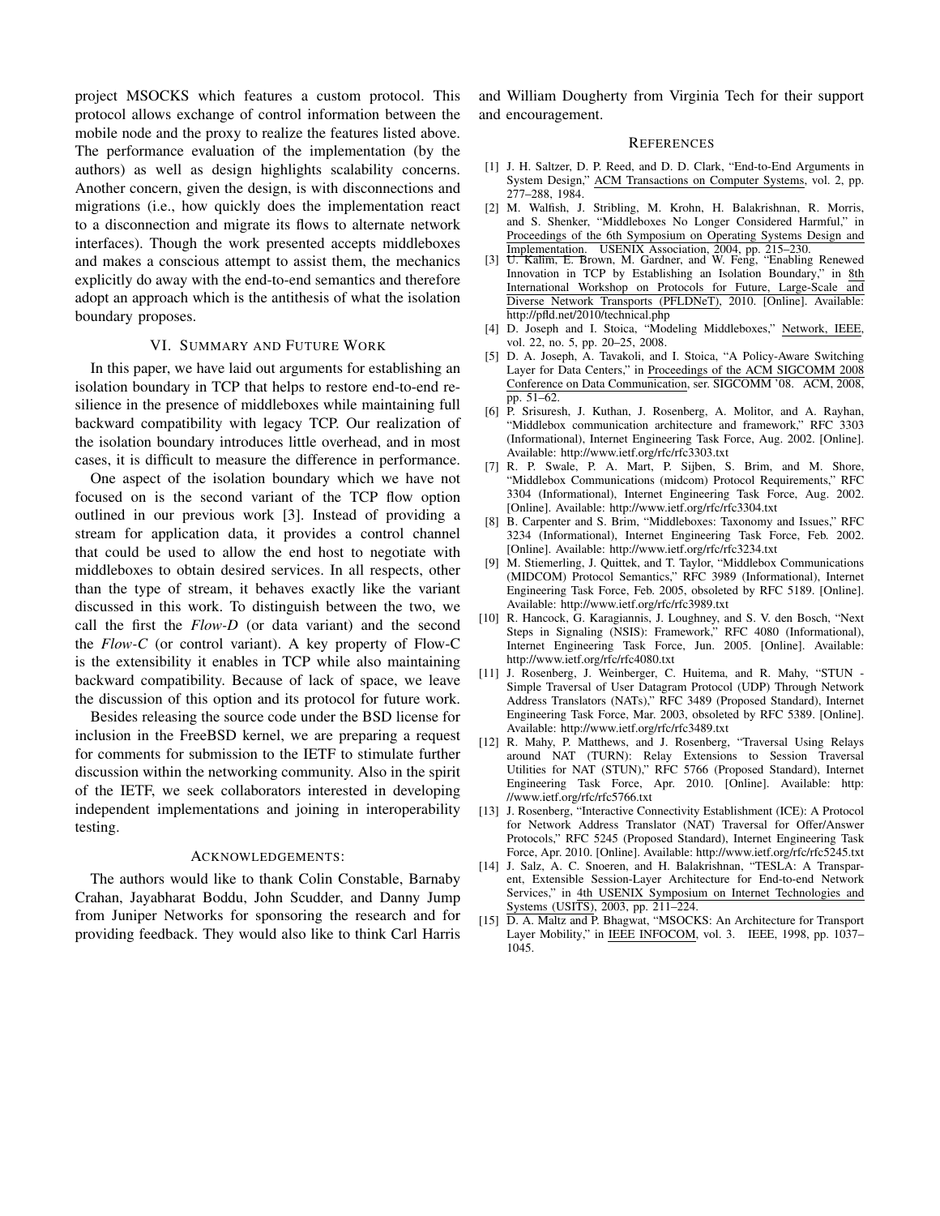project MSOCKS which features a custom protocol. This protocol allows exchange of control information between the mobile node and the proxy to realize the features listed above. The performance evaluation of the implementation (by the authors) as well as design highlights scalability concerns. Another concern, given the design, is with disconnections and migrations (i.e., how quickly does the implementation react to a disconnection and migrate its flows to alternate network interfaces). Though the work presented accepts middleboxes and makes a conscious attempt to assist them, the mechanics explicitly do away with the end-to-end semantics and therefore adopt an approach which is the antithesis of what the isolation boundary proposes.

## VI. Summary and Future Work

In this paper, we have laid out arguments for establishing an isolation boundary in TCP that helps to restore end-to-end resilience in the presence of middleboxes while maintaining full backward compatibility with legacy TCP. Our realization of the isolation boundary introduces little overhead, and in most cases, it is difficult to measure the difference in performance.

One aspect of the isolation boundary which we have not focused on is the second variant of the TCP flow option outlined in our previous work [3]. Instead of providing a stream for application data, it provides a control channel that could be used to allow the end host to negotiate with middleboxes to obtain desired services. In all respects, other than the type of stream, it behaves exactly like the variant discussed in this work. To distinguish between the two, we call the first the *Flow-D* (or data variant) and the second the *Flow-C* (or control variant). A key property of Flow-C is the extensibility it enables in TCP while also maintaining backward compatibility. Because of lack of space, we leave the discussion of this option and its protocol for future work.

Besides releasing the source code under the BSD license for inclusion in the FreeBSD kernel, we are preparing a request for comments for submission to the IETF to stimulate further discussion within the networking community. Also in the spirit of the IETF, we seek collaborators interested in developing independent implementations and joining in interoperability testing.

## Acknowledgements:

The authors would like to thank Colin Constable, Barnaby Crahan, Jayabharat Boddu, John Scudder, and Danny Jump from Juniper Networks for sponsoring the research and for providing feedback. They would also like to think Carl Harris and William Dougherty from Virginia Tech for their support and encouragement.

## References

[1] J. H. Saltzer, D. P. Reed, and D. D. Clark, "End-to-End Arguments in System Design," ACM Transactions on Computer Systems, vol. 2, pp. 277–288, 1984.

[2] M. Walfish, J. Stribling, M. Krohn, H. Balakrishnan, R. Morris, and S. Shenker, "Middleboxes No Longer Considered Harmful," in Proceedings of the 6th Symposium on Operating Systems Design and Implementation. USENIX Association, 2004, pp. 215–230.

[3] U. Kalim, E. Brown, M. Gardner, and W. Feng, "Enabling Renewed Innovation in TCP by Establishing an Isolation Boundary," in 8th International Workshop on Protocols for Future, Large-Scale and Diverse Network Transports (PFLDNeT), 2010. [Online]. Available: http://pfld.net/2010/technical.php

[4] D. Joseph and I. Stoica, "Modeling Middleboxes," Network, IEEE, vol. 22, no. 5, pp. 20–25, 2008.

[5] D. A. Joseph, A. Tavakoli, and I. Stoica, "A Policy-Aware Switching Layer for Data Centers," in Proceedings of the ACM SIGCOMM 2008 Conference on Data Communication, ser. SIGCOMM '08. ACM, 2008, pp. 51–62.

[6] P. Srisuresh, J. Kuthan, J. Rosenberg, A. Molitor, and A. Rayhan, "Middlebox communication architecture and framework," RFC 3303 (Informational), Internet Engineering Task Force, Aug. 2002. [Online]. Available: http://www.ietf.org/rfc/rfc3303.txt

[7] R. P. Swale, P. A. Mart, P. Sijben, S. Brim, and M. Shore, "Middlebox Communications (midcom) Protocol Requirements," RFC 3304 (Informational), Internet Engineering Task Force, Aug. 2002. [Online]. Available: http://www.ietf.org/rfc/rfc3304.txt

[8] B. Carpenter and S. Brim, "Middleboxes: Taxonomy and Issues," RFC 3234 (Informational), Internet Engineering Task Force, Feb. 2002. [Online]. Available: http://www.ietf.org/rfc/rfc3234.txt

[9] M. Stiemerling, J. Quittek, and T. Taylor, "Middlebox Communications (MIDCOM) Protocol Semantics," RFC 3989 (Informational), Internet Engineering Task Force, Feb. 2005, obsoleted by RFC 5189. [Online]. Available: http://www.ietf.org/rfc/rfc3989.txt

[10] R. Hancock, G. Karagiannis, J. Loughney, and S. V. den Bosch, "Next Steps in Signaling (NSIS): Framework," RFC 4080 (Informational), Internet Engineering Task Force, Jun. 2005. [Online]. Available: http://www.ietf.org/rfc/rfc4080.txt

[11] J. Rosenberg, J. Weinberger, C. Huitema, and R. Mahy, "STUN - Simple Traversal of User Datagram Protocol (UDP) Through Network Address Translators (NATs)," RFC 3489 (Proposed Standard), Internet Engineering Task Force, Mar. 2003, obsoleted by RFC 5389. [Online]. Available: http://www.ietf.org/rfc/rfc3489.txt

[12] R. Mahy, P. Matthews, and J. Rosenberg, "Traversal Using Relays around NAT (TURN): Relay Extensions to Session Traversal Utilities for NAT (STUN)," RFC 5766 (Proposed Standard), Internet Engineering Task Force, Apr. 2010. [Online]. Available: http://www.ietf.org/rfc/rfc5766.txt

[13] J. Rosenberg, "Interactive Connectivity Establishment (ICE): A Protocol for Network Address Translator (NAT) Traversal for Offer/Answer Protocols," RFC 5245 (Proposed Standard), Internet Engineering Task Force, Apr. 2010. [Online]. Available: http://www.ietf.org/rfc/rfc5245.txt

[14] J. Salz, A. C. Snoeren, and H. Balakrishnan, "TESLA: A Transparent, Extensible Session-Layer Architecture for End-to-end Network Services," in 4th USENIX Symposium on Internet Technologies and Systems (USITS), 2003, pp. 211–224.

[15] D. A. Maltz and P. Bhagwat, "MSOCKS: An Architecture for Transport Layer Mobility," in IEEE INFOCOM, vol. 3. IEEE, 1998, pp. 1037–1045.